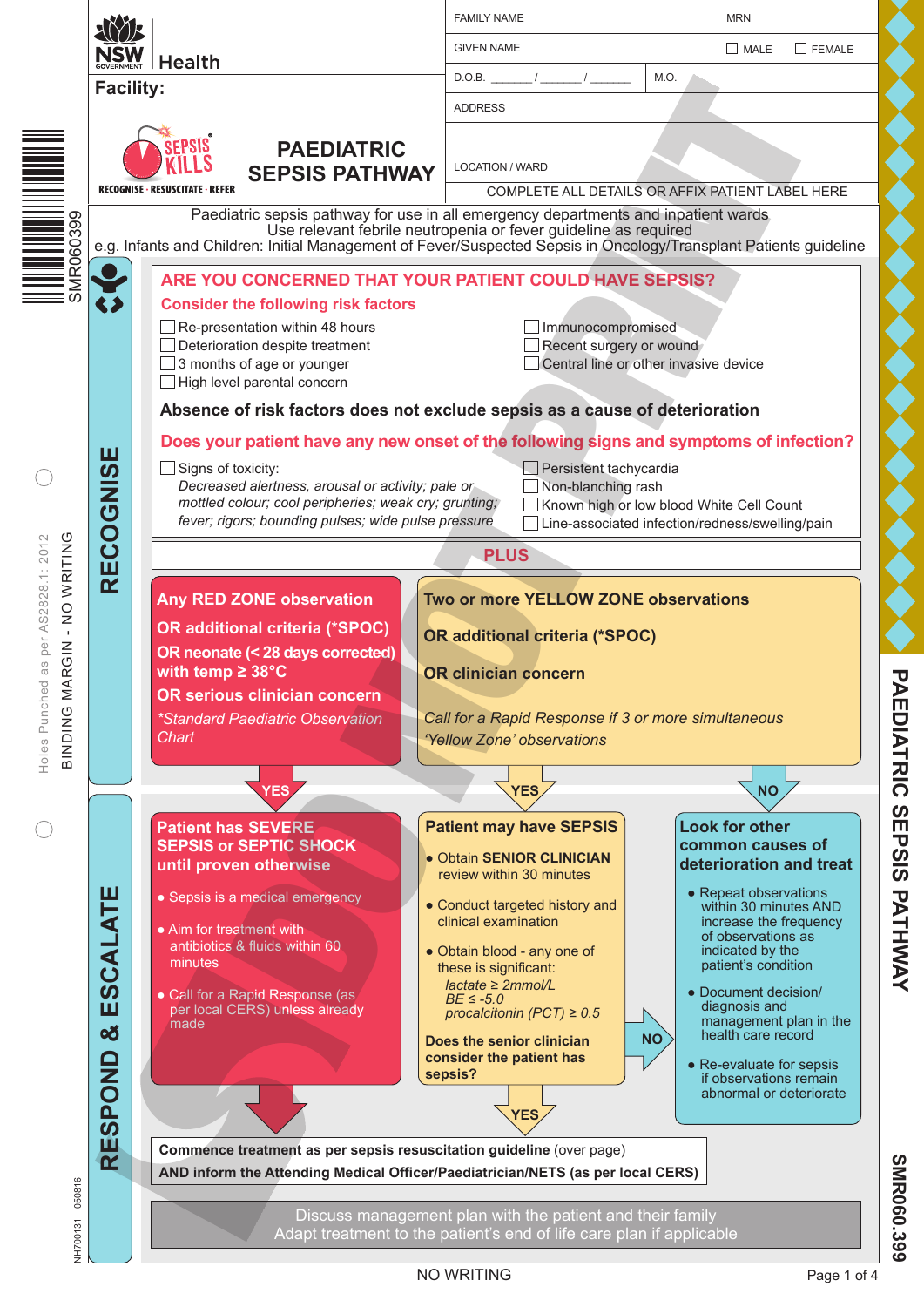NSW Health

**Facility:**

| FAMILY NAME | | MRN |
|---|---|---|
| GIVEN NAME | | ☐ MALE ☐ FEMALE |
| D.O.B. _______/_______/_______ | M.O. | |
| ADDRESS | | |
| | | |
| LOCATION / WARD | | |

COMPLETE ALL DETAILS OR AFFIX PATIENT LABEL HERE

SEPSIS KILLS — RECOGNISE · RESUSCITATE · REFER

# PAEDIATRIC SEPSIS PATHWAY

Paediatric sepsis pathway for use in all emergency departments and inpatient wards
Use relevant febrile neutropenia or fever guideline as required
e.g. Infants and Children: Initial Management of Fever/Suspected Sepsis in Oncology/Transplant Patients guideline

## RECOGNISE

### ARE YOU CONCERNED THAT YOUR PATIENT COULD HAVE SEPSIS?

**Consider the following risk factors**

- ☐ Re-presentation within 48 hours
- ☐ Deterioration despite treatment
- ☐ 3 months of age or younger
- ☐ High level parental concern
- ☐ Immunocompromised
- ☐ Recent surgery or wound
- ☐ Central line or other invasive device

**Absence of risk factors does not exclude sepsis as a cause of deterioration**

**Does your patient have any new onset of the following signs and symptoms of infection?**

- ☐ Signs of toxicity:
  *Decreased alertness, arousal or activity; pale or mottled colour; cool peripheries; weak cry; grunting; fever; rigors; bounding pulses; wide pulse pressure*
- ☐ Persistent tachycardia
- ☐ Non-blanching rash
- ☐ Known high or low blood White Cell Count
- ☐ Line-associated infection/redness/swelling/pain

**PLUS**

**Any RED ZONE observation**
**OR additional criteria (*SPOC)**
**OR neonate (< 28 days corrected) with temp ≥ 38°C**
**OR serious clinician concern**
*\*Standard Paediatric Observation Chart*

→ YES

**Two or more YELLOW ZONE observations**
**OR additional criteria (*SPOC)**
**OR clinician concern**
*Call for a Rapid Response if 3 or more simultaneous 'Yellow Zone' observations*

→ YES / NO

## RESPOND & ESCALATE

**Patient has SEVERE SEPSIS or SEPTIC SHOCK until proven otherwise**

- Sepsis is a medical emergency
- Aim for treatment with antibiotics & fluids within 60 minutes
- Call for a Rapid Response (as per local CERS) unless already made

**Patient may have SEPSIS**

- Obtain **SENIOR CLINICIAN** review within 30 minutes
- Conduct targeted history and clinical examination
- Obtain blood - any one of these is significant:
  *lactate ≥ 2mmol/L*
  *BE ≤ -5.0*
  *procalcitonin (PCT) ≥ 0.5*

**Does the senior clinician consider the patient has sepsis?**

→ NO (to Look for other common causes) / YES

**Look for other common causes of deterioration and treat**

- Repeat observations within 30 minutes AND increase the frequency of observations as indicated by the patient's condition
- Document decision/ diagnosis and management plan in the health care record
- Re-evaluate for sepsis if observations remain abnormal or deteriorate

**Commence treatment as per sepsis resuscitation guideline** (over page)
**AND inform the Attending Medical Officer/Paediatrician/NETS (as per local CERS)**

Discuss management plan with the patient and their family
Adapt treatment to the patient's end of life care plan if applicable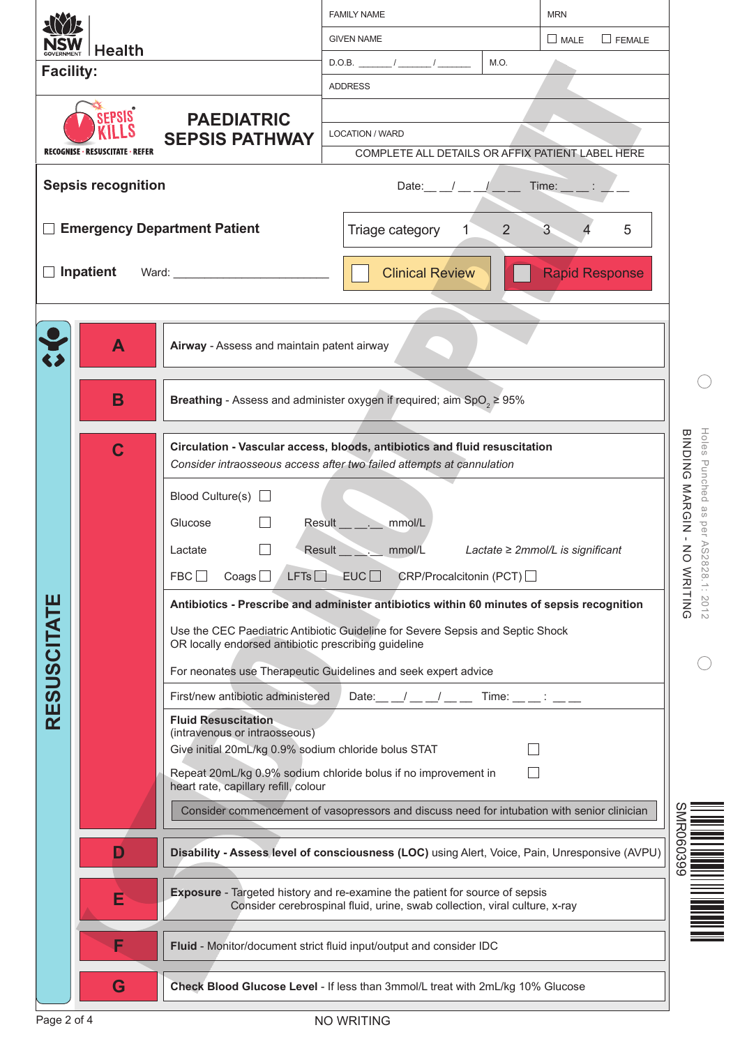NSW GOVERNMENT | Health

**Facility:**

| FAMILY NAME | MRN |
|---|---|
| GIVEN NAME | ☐ MALE ☐ FEMALE |
| D.O.B. ______/______/______ | M.O. |
| ADDRESS | |
| | |
| LOCATION / WARD | |

COMPLETE ALL DETAILS OR AFFIX PATIENT LABEL HERE

SEPSIS KILLS — RECOGNISE · RESUSCITATE · REFER

# PAEDIATRIC SEPSIS PATHWAY

SAMPLE ONLY - DO NOT PRINT

## Sepsis recognition

Date: __ __/ __ __/ __ __ Time: __ __ : __ __

☐ **Emergency Department Patient**

Triage category 1 2 3 4 5

☐ **Inpatient** Ward: ________________________

☐ Clinical Review ☐ Rapid Response

## RESUSCITATE

**A** — **Airway** - Assess and maintain patent airway

**B** — **Breathing** - Assess and administer oxygen if required; aim $SpO_2 \geq 95\%$

**C** — **Circulation - Vascular access, bloods, antibiotics and fluid resuscitation**

*Consider intraosseous access after two failed attempts at cannulation*

Blood Culture(s) ☐

Glucose ☐ Result __ __.__ mmol/L

Lactate ☐ Result __ __.__ mmol/L *Lactate ≥ 2mmol/L is significant*

FBC ☐ Coags ☐ LFTs ☐ EUC ☐ CRP/Procalcitonin (PCT) ☐

**Antibiotics - Prescribe and administer antibiotics within 60 minutes of sepsis recognition**

Use the CEC Paediatric Antibiotic Guideline for Severe Sepsis and Septic Shock OR locally endorsed antibiotic prescribing guideline

For neonates use Therapeutic Guidelines and seek expert advice

First/new antibiotic administered Date: __ __/ __ __/ __ __ Time: __ __ : __ __

**Fluid Resuscitation**
(intravenous or intraosseous)

Give initial 20mL/kg 0.9% sodium chloride bolus STAT ☐

Repeat 20mL/kg 0.9% sodium chloride bolus if no improvement in heart rate, capillary refill, colour ☐

Consider commencement of vasopressors and discuss need for intubation with senior clinician

**D** — **Disability - Assess level of consciousness (LOC)** using Alert, Voice, Pain, Unresponsive (AVPU)

**E** — **Exposure** - Targeted history and re-examine the patient for source of sepsis
Consider cerebrospinal fluid, urine, swab collection, viral culture, x-ray

**F** — **Fluid** - Monitor/document strict fluid input/output and consider IDC

**G** — **Check Blood Glucose Level** - If less than 3mmol/L treat with 2mL/kg 10% Glucose

BINDING MARGIN - NO WRITING

Holes Punched as per AS2828.1: 2012

SMR060399

NO WRITING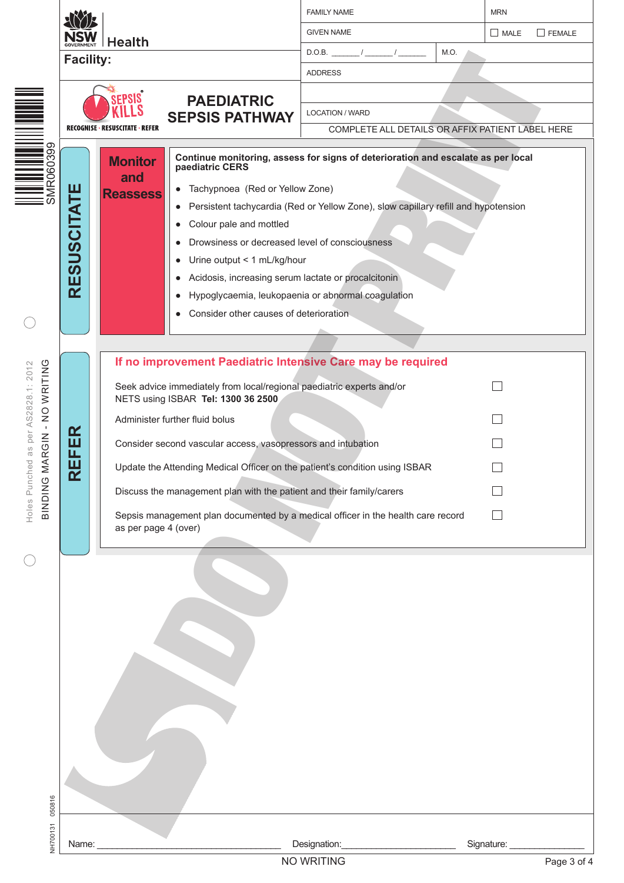NSW GOVERNMENT Health

**Facility:**

| FAMILY NAME | | MRN |
|---|---|---|
| GIVEN NAME | | ☐ MALE ☐ FEMALE |
| D.O.B. _______ / _______ / _______ | M.O. | |
| ADDRESS | | |
| | | |
| LOCATION / WARD | | |

COMPLETE ALL DETAILS OR AFFIX PATIENT LABEL HERE

SEPSIS KILLS — RECOGNISE · RESUSCITATE · REFER

# PAEDIATRIC SEPSIS PATHWAY

SMR060399

Holes Punched as per AS2828.1: 2012

BINDING MARGIN - NO WRITING

## RESUSCITATE

### Monitor and Reassess

**Continue monitoring, assess for signs of deterioration and escalate as per local paediatric CERS**

- Tachypnoea (Red or Yellow Zone)
- Persistent tachycardia (Red or Yellow Zone), slow capillary refill and hypotension
- Colour pale and mottled
- Drowsiness or decreased level of consciousness
- Urine output < 1 mL/kg/hour
- Acidosis, increasing serum lactate or procalcitonin
- Hypoglycaemia, leukopaenia or abnormal coagulation
- Consider other causes of deterioration

## REFER

### If no improvement Paediatric Intensive Care may be required

- ☐ Seek advice immediately from local/regional paediatric experts and/or NETS using ISBAR **Tel: 1300 36 2500**
- ☐ Administer further fluid bolus
- ☐ Consider second vascular access, vasopressors and intubation
- ☐ Update the Attending Medical Officer on the patient's condition using ISBAR
- ☐ Discuss the management plan with the patient and their family/carers
- ☐ Sepsis management plan documented by a medical officer in the health care record as per page 4 (over)

DO NOT PRINT

Name: ______________________________ Designation: ____________________ Signature: ______________

NH700131 050816

NO WRITING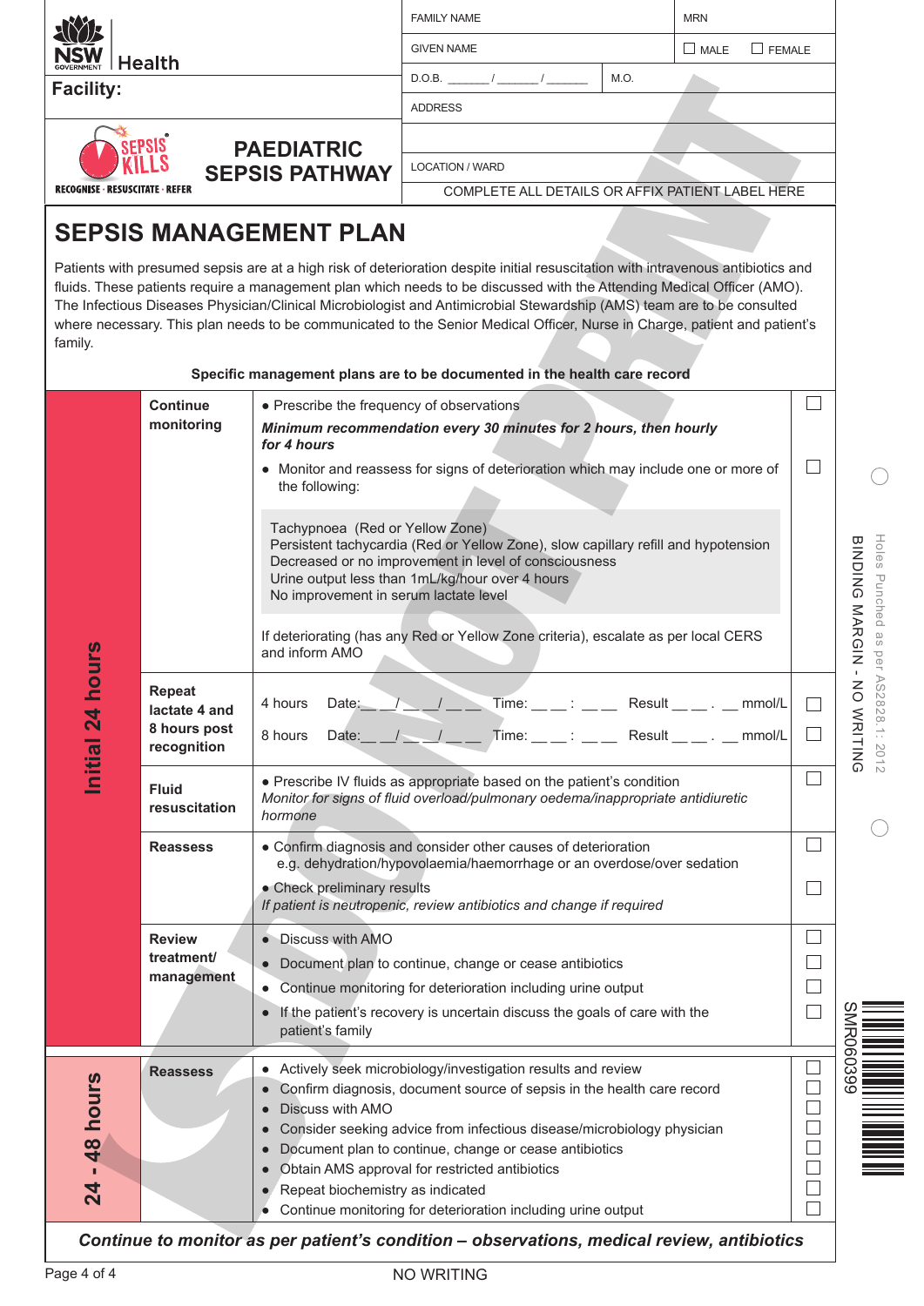| FAMILY NAME | MRN |
|---|---|
| GIVEN NAME | ☐ MALE ☐ FEMALE |
| D.O.B. ______ / ______ / ______ M.O. | |
| ADDRESS | |
| LOCATION / WARD | |

COMPLETE ALL DETAILS OR AFFIX PATIENT LABEL HERE

NSW Health

**Facility:**

SEPSIS KILLS — RECOGNISE · RESUSCITATE · REFER

**PAEDIATRIC SEPSIS PATHWAY**

# SEPSIS MANAGEMENT PLAN

Patients with presumed sepsis are at a high risk of deterioration despite initial resuscitation with intravenous antibiotics and fluids. These patients require a management plan which needs to be discussed with the Attending Medical Officer (AMO). The Infectious Diseases Physician/Clinical Microbiologist and Antimicrobial Stewardship (AMS) team are to be consulted where necessary. This plan needs to be communicated to the Senior Medical Officer, Nurse in Charge, patient and patient's family.

**Specific management plans are to be documented in the health care record**

| | | | |
|---|---|---|---|
| **Initial 24 hours** | **Continue monitoring** | • Prescribe the frequency of observations<br>***Minimum recommendation every 30 minutes for 2 hours, then hourly for 4 hours*** | ☐ |
| | | • Monitor and reassess for signs of deterioration which may include one or more of the following:<br>Tachypnoea (Red or Yellow Zone)<br>Persistent tachycardia (Red or Yellow Zone), slow capillary refill and hypotension<br>Decreased or no improvement in level of consciousness<br>Urine output less than 1mL/kg/hour over 4 hours<br>No improvement in serum lactate level<br>If deteriorating (has any Red or Yellow Zone criteria), escalate as per local CERS and inform AMO | ☐ |
| | **Repeat lactate 4 and 8 hours post recognition** | 4 hours Date: __ __/__ __/__ __ Time: __ __ : __ __ Result __ __ . __ mmol/L | ☐ |
| | | 8 hours Date: __ __/__ __/__ __ Time: __ __ : __ __ Result __ __ . __ mmol/L | ☐ |
| | **Fluid resuscitation** | • Prescribe IV fluids as appropriate based on the patient's condition<br>*Monitor for signs of fluid overload/pulmonary oedema/inappropriate antidiuretic hormone* | ☐ |
| | **Reassess** | • Confirm diagnosis and consider other causes of deterioration e.g. dehydration/hypovolaemia/haemorrhage or an overdose/over sedation | ☐ |
| | | • Check preliminary results<br>*If patient is neutropenic, review antibiotics and change if required* | ☐ |
| | **Review treatment/ management** | • Discuss with AMO | ☐ |
| | | • Document plan to continue, change or cease antibiotics | ☐ |
| | | • Continue monitoring for deterioration including urine output | ☐ |
| | | • If the patient's recovery is uncertain discuss the goals of care with the patient's family | ☐ |
| **24 - 48 hours** | **Reassess** | • Actively seek microbiology/investigation results and review | ☐ |
| | | • Confirm diagnosis, document source of sepsis in the health care record | ☐ |
| | | • Discuss with AMO | ☐ |
| | | • Consider seeking advice from infectious disease/microbiology physician | ☐ |
| | | • Document plan to continue, change or cease antibiotics | ☐ |
| | | • Obtain AMS approval for restricted antibiotics | ☐ |
| | | • Repeat biochemistry as indicated | ☐ |
| | | • Continue monitoring for deterioration including urine output | ☐ |

***Continue to monitor as per patient's condition – observations, medical review, antibiotics***

BINDING MARGIN - NO WRITING

Holes Punched as per AS2828.1: 2012

SMR060399

NO WRITING